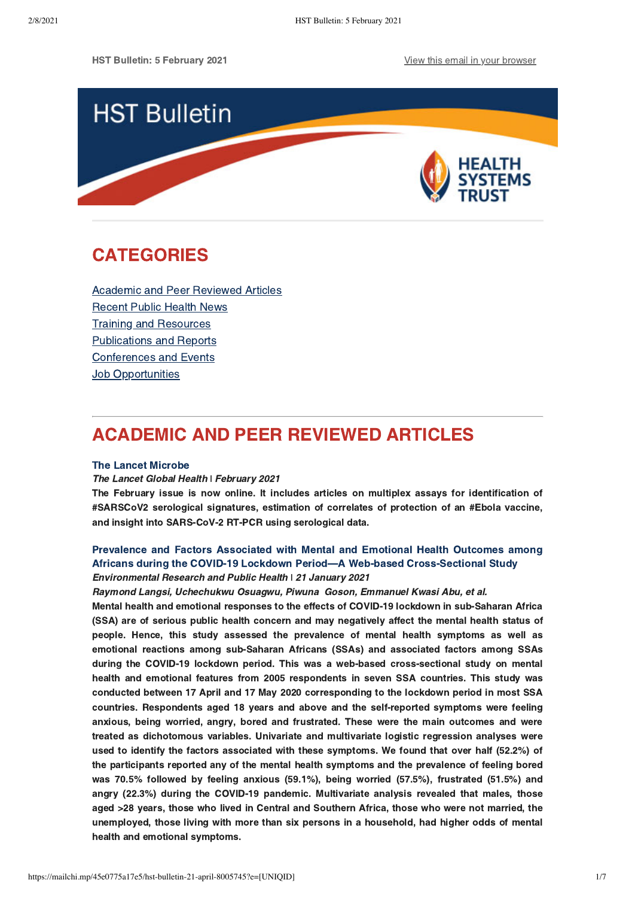HST Bulletin: 5 February 2021

View this email in your browser

# HST Bulletin

HEALTH SYSTEMS TRUST

## CATEGORIES

- Academic and Peer Reviewed Articles
- Recent Public Health News
- Training and Resources
- Publications and Reports
- Conferences and Events
- Job Opportunities

## ACADEMIC AND PEER REVIEWED ARTICLES

**The Lancet Microbe**
***The Lancet Global Health | February 2021***
**The February issue is now online. It includes articles on multiplex assays for identification of #SARSCoV2 serological signatures, estimation of correlates of protection of an #Ebola vaccine, and insight into SARS-CoV-2 RT-PCR using serological data.**

**Prevalence and Factors Associated with Mental and Emotional Health Outcomes among Africans during the COVID-19 Lockdown Period—A Web-based Cross-Sectional Study**
***Environmental Research and Public Health | 21 January 2021***
***Raymond Langsi, Uchechukwu Osuagwu, Piwuna Goson, Emmanuel Kwasi Abu, et al.***
**Mental health and emotional responses to the effects of COVID-19 lockdown in sub-Saharan Africa (SSA) are of serious public health concern and may negatively affect the mental health status of people. Hence, this study assessed the prevalence of mental health symptoms as well as emotional reactions among sub-Saharan Africans (SSAs) and associated factors among SSAs during the COVID-19 lockdown period. This was a web-based cross-sectional study on mental health and emotional features from 2005 respondents in seven SSA countries. This study was conducted between 17 April and 17 May 2020 corresponding to the lockdown period in most SSA countries. Respondents aged 18 years and above and the self-reported symptoms were feeling anxious, being worried, angry, bored and frustrated. These were the main outcomes and were treated as dichotomous variables. Univariate and multivariate logistic regression analyses were used to identify the factors associated with these symptoms. We found that over half (52.2%) of the participants reported any of the mental health symptoms and the prevalence of feeling bored was 70.5% followed by feeling anxious (59.1%), being worried (57.5%), frustrated (51.5%) and angry (22.3%) during the COVID-19 pandemic. Multivariate analysis revealed that males, those aged >28 years, those who lived in Central and Southern Africa, those who were not married, the unemployed, those living with more than six persons in a household, had higher odds of mental health and emotional symptoms.**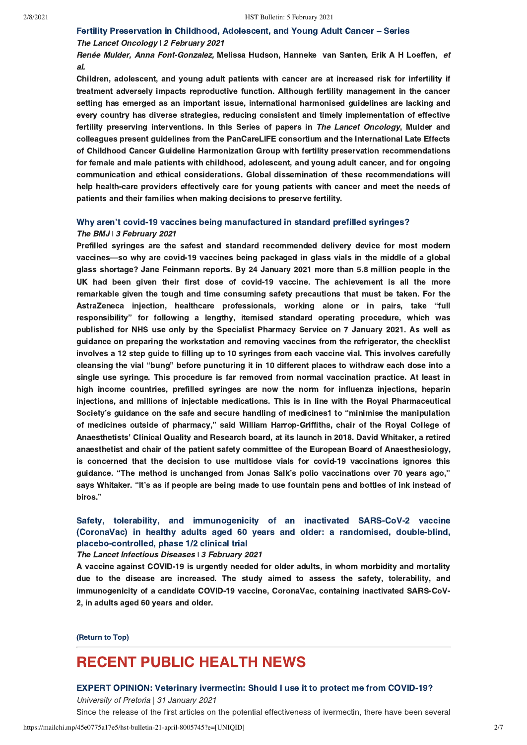### Fertility Preservation in Childhood, Adolescent, and Young Adult Cancer – Series

***The Lancet Oncology* | 2 February 2021**

***Renée Mulder, Anna Font-Gonzalez,* Melissa Hudson, Hanneke van Santen, Erik A H Loeffen, *et al.***

**Children, adolescent, and young adult patients with cancer are at increased risk for infertility if treatment adversely impacts reproductive function. Although fertility management in the cancer setting has emerged as an important issue, international harmonised guidelines are lacking and every country has diverse strategies, reducing consistent and timely implementation of effective fertility preserving interventions. In this Series of papers in *The Lancet Oncology*, Mulder and colleagues present guidelines from the PanCareLIFE consortium and the International Late Effects of Childhood Cancer Guideline Harmonization Group with fertility preservation recommendations for female and male patients with childhood, adolescent, and young adult cancer, and for ongoing communication and ethical considerations. Global dissemination of these recommendations will help health-care providers effectively care for young patients with cancer and meet the needs of patients and their families when making decisions to preserve fertility.**

### Why aren't covid-19 vaccines being manufactured in standard prefilled syringes?

***The BMJ* | 3 February 2021**

**Prefilled syringes are the safest and standard recommended delivery device for most modern vaccines—so why are covid-19 vaccines being packaged in glass vials in the middle of a global glass shortage? Jane Feinmann reports. By 24 January 2021 more than 5.8 million people in the UK had been given their first dose of covid-19 vaccine. The achievement is all the more remarkable given the tough and time consuming safety precautions that must be taken. For the AstraZeneca injection, healthcare professionals, working alone or in pairs, take "full responsibility" for following a lengthy, itemised standard operating procedure, which was published for NHS use only by the Specialist Pharmacy Service on 7 January 2021. As well as guidance on preparing the workstation and removing vaccines from the refrigerator, the checklist involves a 12 step guide to filling up to 10 syringes from each vaccine vial. This involves carefully cleansing the vial "bung" before puncturing it in 10 different places to withdraw each dose into a single use syringe. This procedure is far removed from normal vaccination practice. At least in high income countries, prefilled syringes are now the norm for influenza injections, heparin injections, and millions of injectable medications. This is in line with the Royal Pharmaceutical Society's guidance on the safe and secure handling of medicines1 to "minimise the manipulation of medicines outside of pharmacy," said William Harrop-Griffiths, chair of the Royal College of Anaesthetists' Clinical Quality and Research board, at its launch in 2018. David Whitaker, a retired anaesthetist and chair of the patient safety committee of the European Board of Anaesthesiology, is concerned that the decision to use multidose vials for covid-19 vaccinations ignores this guidance. "The method is unchanged from Jonas Salk's polio vaccinations over 70 years ago," says Whitaker. "It's as if people are being made to use fountain pens and bottles of ink instead of biros."**

### Safety, tolerability, and immunogenicity of an inactivated SARS-CoV-2 vaccine (CoronaVac) in healthy adults aged 60 years and older: a randomised, double-blind, placebo-controlled, phase 1/2 clinical trial

***The Lancet Infectious Diseases* | 3 February 2021**

**A vaccine against COVID-19 is urgently needed for older adults, in whom morbidity and mortality due to the disease are increased. The study aimed to assess the safety, tolerability, and immunogenicity of a candidate COVID-19 vaccine, CoronaVac, containing inactivated SARS-CoV-2, in adults aged 60 years and older.**

**(Return to Top)**

---

# RECENT PUBLIC HEALTH NEWS

### EXPERT OPINION: Veterinary ivermectin: Should I use it to protect me from COVID-19?

*University of Pretoria* | *31 January 2021*

Since the release of the first articles on the potential effectiveness of ivermectin, there have been several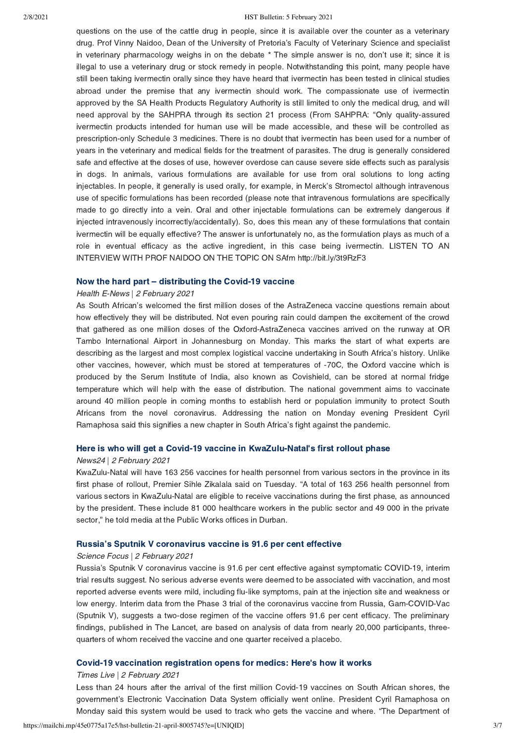questions on the use of the cattle drug in people, since it is available over the counter as a veterinary drug. Prof Vinny Naidoo, Dean of the University of Pretoria's Faculty of Veterinary Science and specialist in veterinary pharmacology weighs in on the debate * The simple answer is no, don't use it; since it is illegal to use a veterinary drug or stock remedy in people. Notwithstanding this point, many people have still been taking ivermectin orally since they have heard that ivermectin has been tested in clinical studies abroad under the premise that any ivermectin should work. The compassionate use of ivermectin approved by the SA Health Products Regulatory Authority is still limited to only the medical drug, and will need approval by the SAHPRA through its section 21 process (From SAHPRA: "Only quality-assured ivermectin products intended for human use will be made accessible, and these will be controlled as prescription-only Schedule 3 medicines. There is no doubt that ivermectin has been used for a number of years in the veterinary and medical fields for the treatment of parasites. The drug is generally considered safe and effective at the doses of use, however overdose can cause severe side effects such as paralysis in dogs. In animals, various formulations are available for use from oral solutions to long acting injectables. In people, it generally is used orally, for example, in Merck's Stromectol although intravenous use of specific formulations has been recorded (please note that intravenous formulations are specifically made to go directly into a vein. Oral and other injectable formulations can be extremely dangerous if injected intravenously incorrectly/accidentally). So, does this mean any of these formulations that contain ivermectin will be equally effective? The answer is unfortunately no, as the formulation plays as much of a role in eventual efficacy as the active ingredient, in this case being ivermectin. LISTEN TO AN INTERVIEW WITH PROF NAIDOO ON THE TOPIC ON SAfm http://bit.ly/3t9RzF3

### Now the hard part – distributing the Covid-19 vaccine

*Health E-News | 2 February 2021*

As South African's welcomed the first million doses of the AstraZeneca vaccine questions remain about how effectively they will be distributed. Not even pouring rain could dampen the excitement of the crowd that gathered as one million doses of the Oxford-AstraZeneca vaccines arrived on the runway at OR Tambo International Airport in Johannesburg on Monday. This marks the start of what experts are describing as the largest and most complex logistical vaccine undertaking in South Africa's history. Unlike other vaccines, however, which must be stored at temperatures of -70C, the Oxford vaccine which is produced by the Serum Institute of India, also known as Covishield, can be stored at normal fridge temperature which will help with the ease of distribution. The national government aims to vaccinate around 40 million people in coming months to establish herd or population immunity to protect South Africans from the novel coronavirus. Addressing the nation on Monday evening President Cyril Ramaphosa said this signifies a new chapter in South Africa's fight against the pandemic.

### Here is who will get a Covid-19 vaccine in KwaZulu-Natal's first rollout phase

*News24 | 2 February 2021*

KwaZulu-Natal will have 163 256 vaccines for health personnel from various sectors in the province in its first phase of rollout, Premier Sihle Zikalala said on Tuesday. "A total of 163 256 health personnel from various sectors in KwaZulu-Natal are eligible to receive vaccinations during the first phase, as announced by the president. These include 81 000 healthcare workers in the public sector and 49 000 in the private sector," he told media at the Public Works offices in Durban.

### Russia's Sputnik V coronavirus vaccine is 91.6 per cent effective

*Science Focus | 2 February 2021*

Russia's Sputnik V coronavirus vaccine is 91.6 per cent effective against symptomatic COVID-19, interim trial results suggest. No serious adverse events were deemed to be associated with vaccination, and most reported adverse events were mild, including flu-like symptoms, pain at the injection site and weakness or low energy. Interim data from the Phase 3 trial of the coronavirus vaccine from Russia, Gam-COVID-Vac (Sputnik V), suggests a two-dose regimen of the vaccine offers 91.6 per cent efficacy. The preliminary findings, published in The Lancet, are based on analysis of data from nearly 20,000 participants, three-quarters of whom received the vaccine and one quarter received a placebo.

### Covid-19 vaccination registration opens for medics: Here's how it works

*Times Live | 2 February 2021*

Less than 24 hours after the arrival of the first million Covid-19 vaccines on South African shores, the government's Electronic Vaccination Data System officially went online. President Cyril Ramaphosa on Monday said this system would be used to track who gets the vaccine and where. "The Department of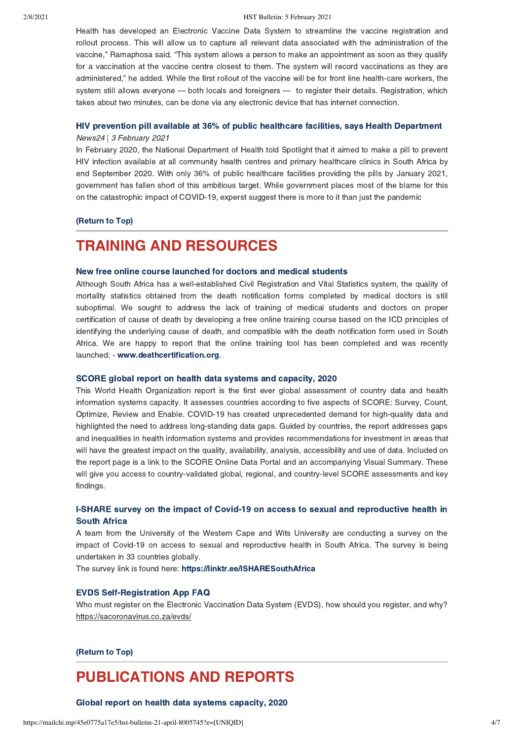Health has developed an Electronic Vaccine Data System to streamline the vaccine registration and rollout process. This will allow us to capture all relevant data associated with the administration of the vaccine," Ramaphosa said. "This system allows a person to make an appointment as soon as they qualify for a vaccination at the vaccine centre closest to them. The system will record vaccinations as they are administered," he added. While the first rollout of the vaccine will be for front line health-care workers, the system still allows everyone — both locals and foreigners — to register their details. Registration, which takes about two minutes, can be done via any electronic device that has internet connection.

**HIV prevention pill available at 36% of public healthcare facilities, says Health Department**

*News24 | 3 February 2021*

In February 2020, the National Department of Health told Spotlight that it aimed to make a pill to prevent HIV infection available at all community health centres and primary healthcare clinics in South Africa by end September 2020. With only 36% of public healthcare facilities providing the pills by January 2021, government has fallen short of this ambitious target. While government places most of the blame for this on the catastrophic impact of COVID-19, experst suggest there is more to it than just the pandemic

**(Return to Top)**

# TRAINING AND RESOURCES

**New free online course launched for doctors and medical students**

Although South Africa has a well-established Civil Registration and Vital Statistics system, the quality of mortality statistics obtained from the death notification forms completed by medical doctors is still suboptimal. We sought to address the lack of training of medical students and doctors on proper certification of cause of death by developing a free online training course based on the ICD principles of identifying the underlying cause of death, and compatible with the death notification form used in South Africa. We are happy to report that the online training tool has been completed and was recently launched: - **www.deathcertification.org**.

**SCORE global report on health data systems and capacity, 2020**

This World Health Organization report is the first ever global assessment of country data and health information systems capacity. It assesses countries according to five aspects of SCORE: Survey, Count, Optimize, Review and Enable. COVID-19 has created unprecedented demand for high-quality data and highlighted the need to address long-standing data gaps. Guided by countries, the report addresses gaps and inequalities in health information systems and provides recommendations for investment in areas that will have the greatest impact on the quality, availability, analysis, accessibility and use of data. Included on the report page is a link to the SCORE Online Data Portal and an accompanying Visual Summary. These will give you access to country-validated global, regional, and country-level SCORE assessments and key findings.

**I-SHARE survey on the impact of Covid-19 on access to sexual and reproductive health in South Africa**

A team from the University of the Western Cape and Wits University are conducting a survey on the impact of Covid-19 on access to sexual and reproductive health in South Africa. The survey is being undertaken in 33 countries globally.

The survey link is found here: **https://linktr.ee/ISHARESouthAfrica**

**EVDS Self-Registration App FAQ**

Who must register on the Electronic Vaccination Data System (EVDS), how should you register, and why? https://sacoronavirus.co.za/evds/

**(Return to Top)**

# PUBLICATIONS AND REPORTS

**Global report on health data systems capacity, 2020**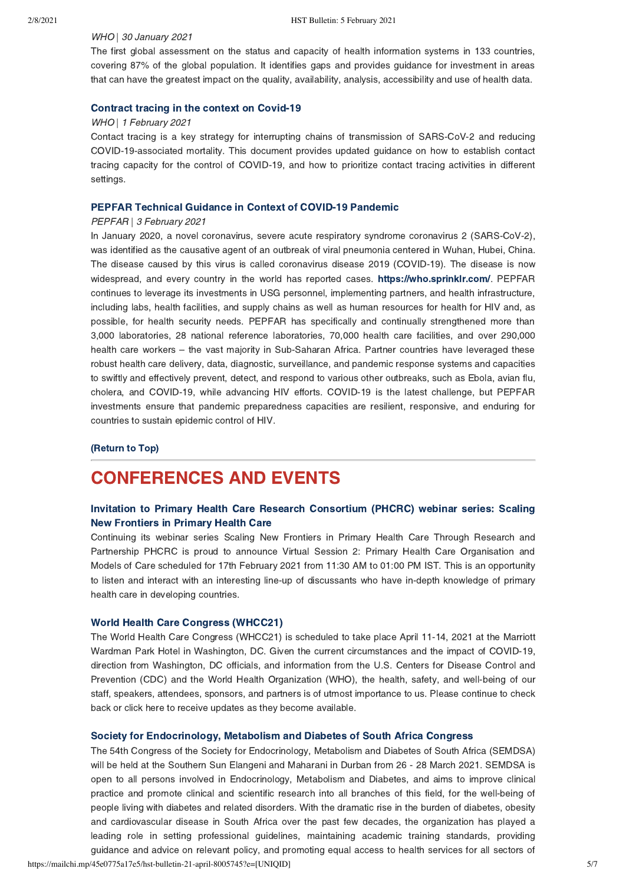*WHO | 30 January 2021*

The first global assessment on the status and capacity of health information systems in 133 countries, covering 87% of the global population. It identifies gaps and provides guidance for investment in areas that can have the greatest impact on the quality, availability, analysis, accessibility and use of health data.

### Contract tracing in the context on Covid-19

*WHO | 1 February 2021*

Contact tracing is a key strategy for interrupting chains of transmission of SARS-CoV-2 and reducing COVID-19-associated mortality. This document provides updated guidance on how to establish contact tracing capacity for the control of COVID-19, and how to prioritize contact tracing activities in different settings.

### PEPFAR Technical Guidance in Context of COVID-19 Pandemic

*PEPFAR | 3 February 2021*

In January 2020, a novel coronavirus, severe acute respiratory syndrome coronavirus 2 (SARS-CoV-2), was identified as the causative agent of an outbreak of viral pneumonia centered in Wuhan, Hubei, China. The disease caused by this virus is called coronavirus disease 2019 (COVID-19). The disease is now widespread, and every country in the world has reported cases. **https://who.sprinklr.com/**. PEPFAR continues to leverage its investments in USG personnel, implementing partners, and health infrastructure, including labs, health facilities, and supply chains as well as human resources for health for HIV and, as possible, for health security needs. PEPFAR has specifically and continually strengthened more than 3,000 laboratories, 28 national reference laboratories, 70,000 health care facilities, and over 290,000 health care workers – the vast majority in Sub-Saharan Africa. Partner countries have leveraged these robust health care delivery, data, diagnostic, surveillance, and pandemic response systems and capacities to swiftly and effectively prevent, detect, and respond to various other outbreaks, such as Ebola, avian flu, cholera, and COVID-19, while advancing HIV efforts. COVID-19 is the latest challenge, but PEPFAR investments ensure that pandemic preparedness capacities are resilient, responsive, and enduring for countries to sustain epidemic control of HIV.

**(Return to Top)**

# CONFERENCES AND EVENTS

### Invitation to Primary Health Care Research Consortium (PHCRC) webinar series: Scaling New Frontiers in Primary Health Care

Continuing its webinar series Scaling New Frontiers in Primary Health Care Through Research and Partnership PHCRC is proud to announce Virtual Session 2: Primary Health Care Organisation and Models of Care scheduled for 17th February 2021 from 11:30 AM to 01:00 PM IST. This is an opportunity to listen and interact with an interesting line-up of discussants who have in-depth knowledge of primary health care in developing countries.

### World Health Care Congress (WHCC21)

The World Health Care Congress (WHCC21) is scheduled to take place April 11-14, 2021 at the Marriott Wardman Park Hotel in Washington, DC. Given the current circumstances and the impact of COVID-19, direction from Washington, DC officials, and information from the U.S. Centers for Disease Control and Prevention (CDC) and the World Health Organization (WHO), the health, safety, and well-being of our staff, speakers, attendees, sponsors, and partners is of utmost importance to us. Please continue to check back or click here to receive updates as they become available.

### Society for Endocrinology, Metabolism and Diabetes of South Africa Congress

The 54th Congress of the Society for Endocrinology, Metabolism and Diabetes of South Africa (SEMDSA) will be held at the Southern Sun Elangeni and Maharani in Durban from 26 - 28 March 2021. SEMDSA is open to all persons involved in Endocrinology, Metabolism and Diabetes, and aims to improve clinical practice and promote clinical and scientific research into all branches of this field, for the well-being of people living with diabetes and related disorders. With the dramatic rise in the burden of diabetes, obesity and cardiovascular disease in South Africa over the past few decades, the organization has played a leading role in setting professional guidelines, maintaining academic training standards, providing guidance and advice on relevant policy, and promoting equal access to health services for all sectors of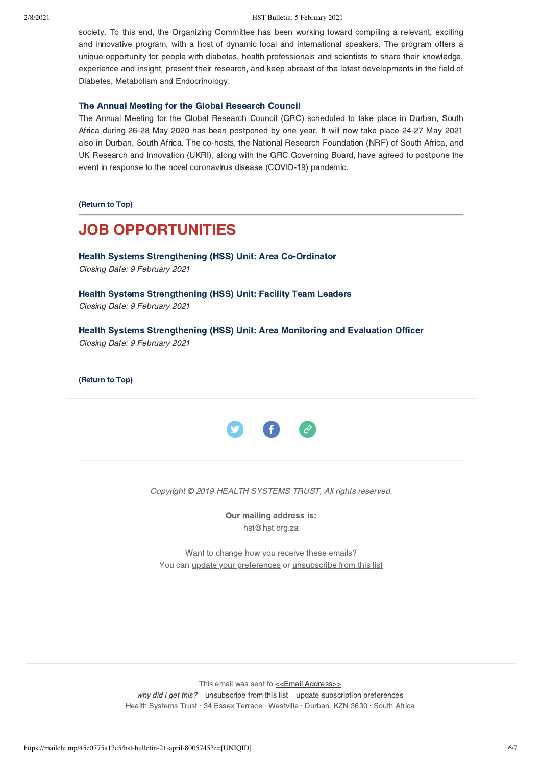society. To this end, the Organizing Committee has been working toward compiling a relevant, exciting and innovative program, with a host of dynamic local and international speakers. The program offers a unique opportunity for people with diabetes, health professionals and scientists to share their knowledge, experience and insight, present their research, and keep abreast of the latest developments in the field of Diabetes, Metabolism and Endocrinology.

### The Annual Meeting for the Global Research Council

The Annual Meeting for the Global Research Council (GRC) scheduled to take place in Durban, South Africa during 26-28 May 2020 has been postponed by one year. It will now take place 24-27 May 2021 also in Durban, South Africa. The co-hosts, the National Research Foundation (NRF) of South Africa, and UK Research and Innovation (UKRI), along with the GRC Governing Board, have agreed to postpone the event in response to the novel coronavirus disease (COVID-19) pandemic.

**(Return to Top)**

---

# JOB OPPORTUNITIES

### Health Systems Strengthening (HSS) Unit: Area Co-Ordinator

*Closing Date: 9 February 2021*

### Health Systems Strengthening (HSS) Unit: Facility Team Leaders

*Closing Date: 9 February 2021*

### Health Systems Strengthening (HSS) Unit: Area Monitoring and Evaluation Officer

*Closing Date: 9 February 2021*

**(Return to Top)**

---

*Copyright © 2019 HEALTH SYSTEMS TRUST, All rights reserved.*

**Our mailing address is:**
hst@hst.org.za

Want to change how you receive these emails?
You can update your preferences or unsubscribe from this list

---

This email was sent to <<Email Address>>
*why did I get this?* unsubscribe from this list update subscription preferences
Health Systems Trust · 34 Essex Terrace · Westville · Durban, KZN 3630 · South Africa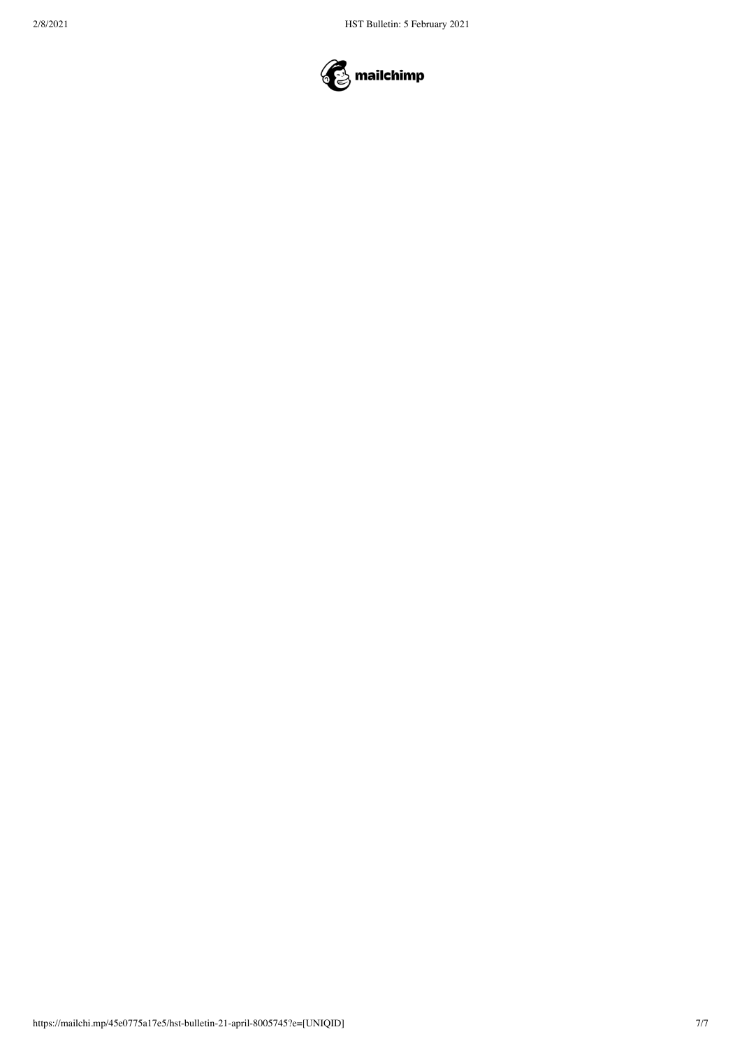mailchimp